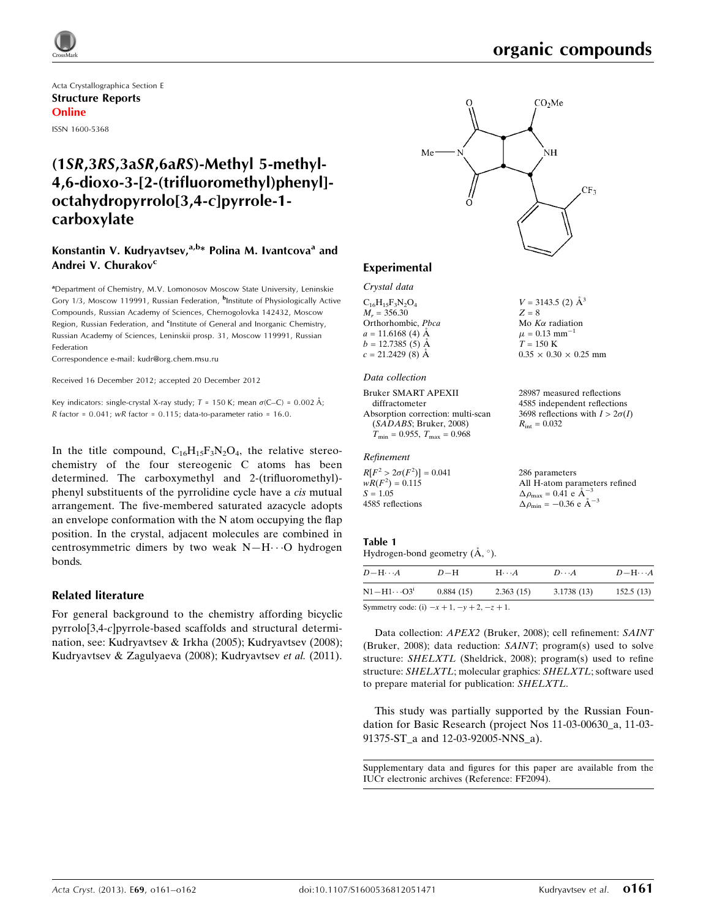Acta Crystallographica Section E

**Structure Reports**

**Online**

ISSN 1600-5368

# (1*SR*,3*RS*,3a*SR*,6a*RS*)-Methyl 5-methyl-4,6-dioxo-3-[2-(trifluoromethyl)phenyl]-octahydropyrrolo[3,4-*c*]pyrrole-1-carboxylate

**Konstantin V. Kudryavtsev,[a,b]* Polina M. Ivantcova[a] and Andrei V. Churakov[c]**

[a]Department of Chemistry, M.V. Lomonosov Moscow State University, Leninskie Gory 1/3, Moscow 119991, Russian Federation, [b]Institute of Physiologically Active Compounds, Russian Academy of Sciences, Chernogolovka 142432, Moscow Region, Russian Federation, and [c]Institute of General and Inorganic Chemistry, Russian Academy of Sciences, Leninskii prosp. 31, Moscow 119991, Russian Federation

Correspondence e-mail: kudr@org.chem.msu.ru

Received 16 December 2012; accepted 20 December 2012

Key indicators: single-crystal X-ray study; $T$ = 150 K; mean $\sigma$(C–C) = 0.002 Å; $R$ factor = 0.041; $wR$ factor = 0.115; data-to-parameter ratio = 16.0.

In the title compound, $C_{16}H_{15}F_3N_2O_4$, the relative stereochemistry of the four stereogenic C atoms has been determined. The carboxymethyl and 2-(trifluoromethyl)phenyl substituents of the pyrrolidine cycle have a *cis* mutual arrangement. The five-membered saturated azacycle adopts an envelope conformation with the N atom occupying the flap position. In the crystal, adjacent molecules are combined in centrosymmetric dimers by two weak N—H···O hydrogen bonds.

## Related literature

For general background to the chemistry affording bicyclic pyrrolo[3,4-*c*]pyrrole-based scaffolds and structural determination, see: Kudryavtsev & Irkha (2005); Kudryavtsev (2008); Kudryavtsev & Zagulyaeva (2008); Kudryavtsev *et al.* (2011).

## Experimental

### Crystal data

$C_{16}H_{15}F_3N_2O_4$
$M_r$ = 356.30
Orthorhombic, *Pbca*
$a$ = 11.6168 (4) Å
$b$ = 12.7385 (5) Å
$c$ = 21.2429 (8) Å
$V$ = 3143.5 (2) Å$^3$
$Z$ = 8
Mo $K\alpha$ radiation
$\mu$ = 0.13 mm$^{-1}$
$T$ = 150 K
0.35 × 0.30 × 0.25 mm

### Data collection

Bruker SMART APEXII diffractometer
Absorption correction: multi-scan (*SADABS*; Bruker, 2008)
$T_{min}$ = 0.955, $T_{max}$ = 0.968
28987 measured reflections
4585 independent reflections
3698 reflections with $I > 2\sigma(I)$
$R_{int}$ = 0.032

### Refinement

$R[F^2 > 2\sigma(F^2)]$ = 0.041
$wR(F^2)$ = 0.115
$S$ = 1.05
4585 reflections
286 parameters
All H-atom parameters refined
$\Delta\rho_{max}$ = 0.41 e Å$^{-3}$
$\Delta\rho_{min}$ = −0.36 e Å$^{-3}$

**Table 1**
Hydrogen-bond geometry (Å, °).

| $D$—H···$A$ | $D$—H | H···$A$ | $D$···$A$ | $D$—H···$A$ |
|---|---|---|---|---|
| N1—H1···O3$^{i}$ | 0.884 (15) | 2.363 (15) | 3.1738 (13) | 152.5 (13) |

Symmetry code: (i) $-x+1, -y+2, -z+1$.

Data collection: *APEX2* (Bruker, 2008); cell refinement: *SAINT* (Bruker, 2008); data reduction: *SAINT*; program(s) used to solve structure: *SHELXTL* (Sheldrick, 2008); program(s) used to refine structure: *SHELXTL*; molecular graphics: *SHELXTL*; software used to prepare material for publication: *SHELXTL*.

This study was partially supported by the Russian Foundation for Basic Research (project Nos 11-03-00630_a, 11-03-91375-ST_a and 12-03-92005-NNS_a).

Supplementary data and figures for this paper are available from the IUCr electronic archives (Reference: FF2094).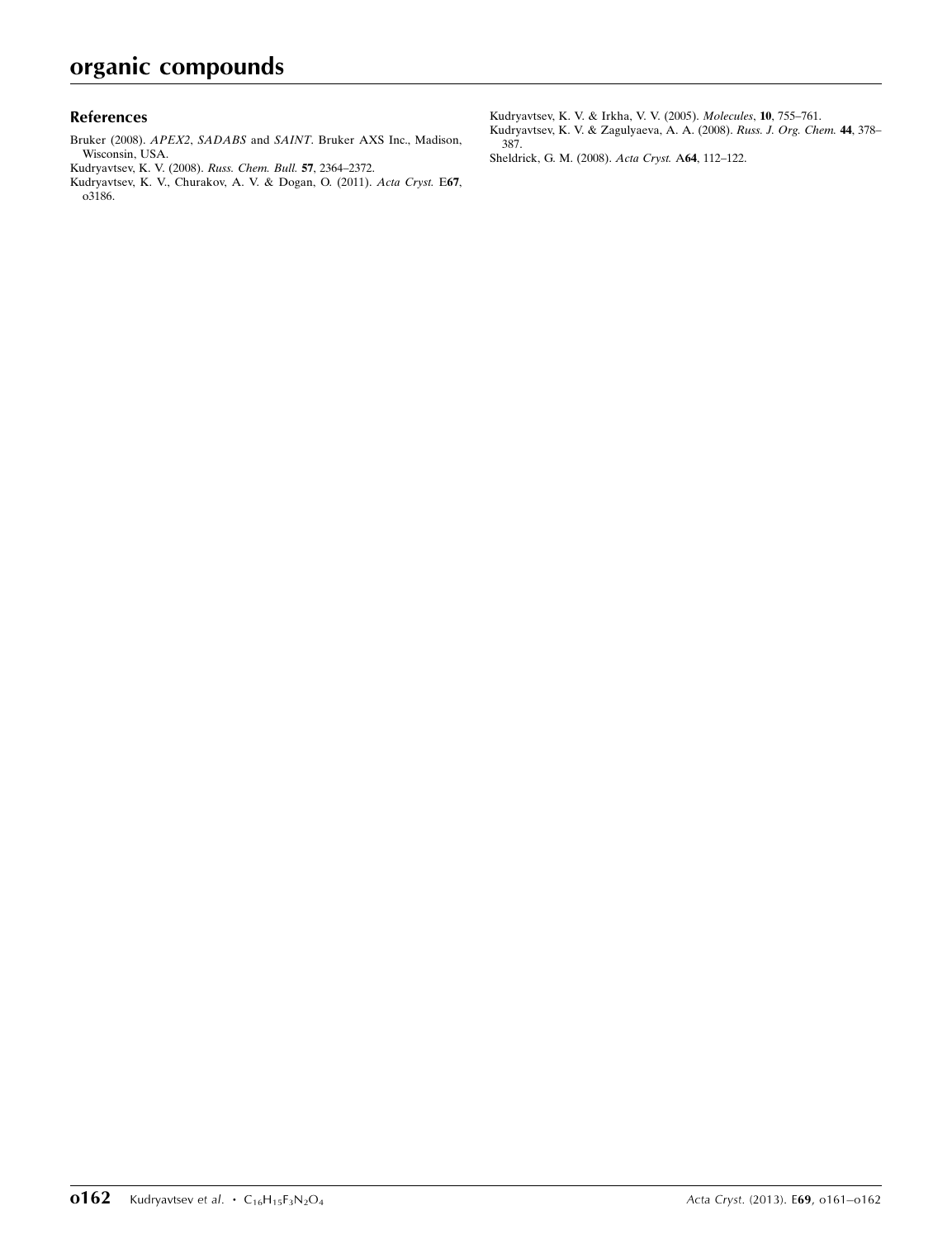## References

Bruker (2008). *APEX2*, *SADABS* and *SAINT*. Bruker AXS Inc., Madison, Wisconsin, USA.

Kudryavtsev, K. V. (2008). *Russ. Chem. Bull.* **57**, 2364–2372.

Kudryavtsev, K. V., Churakov, A. V. & Dogan, O. (2011). *Acta Cryst.* E**67**, o3186.

Kudryavtsev, K. V. & Irkha, V. V. (2005). *Molecules*, **10**, 755–761.

Kudryavtsev, K. V. & Zagulyaeva, A. A. (2008). *Russ. J. Org. Chem.* **44**, 378–387.

Sheldrick, G. M. (2008). *Acta Cryst.* A**64**, 112–122.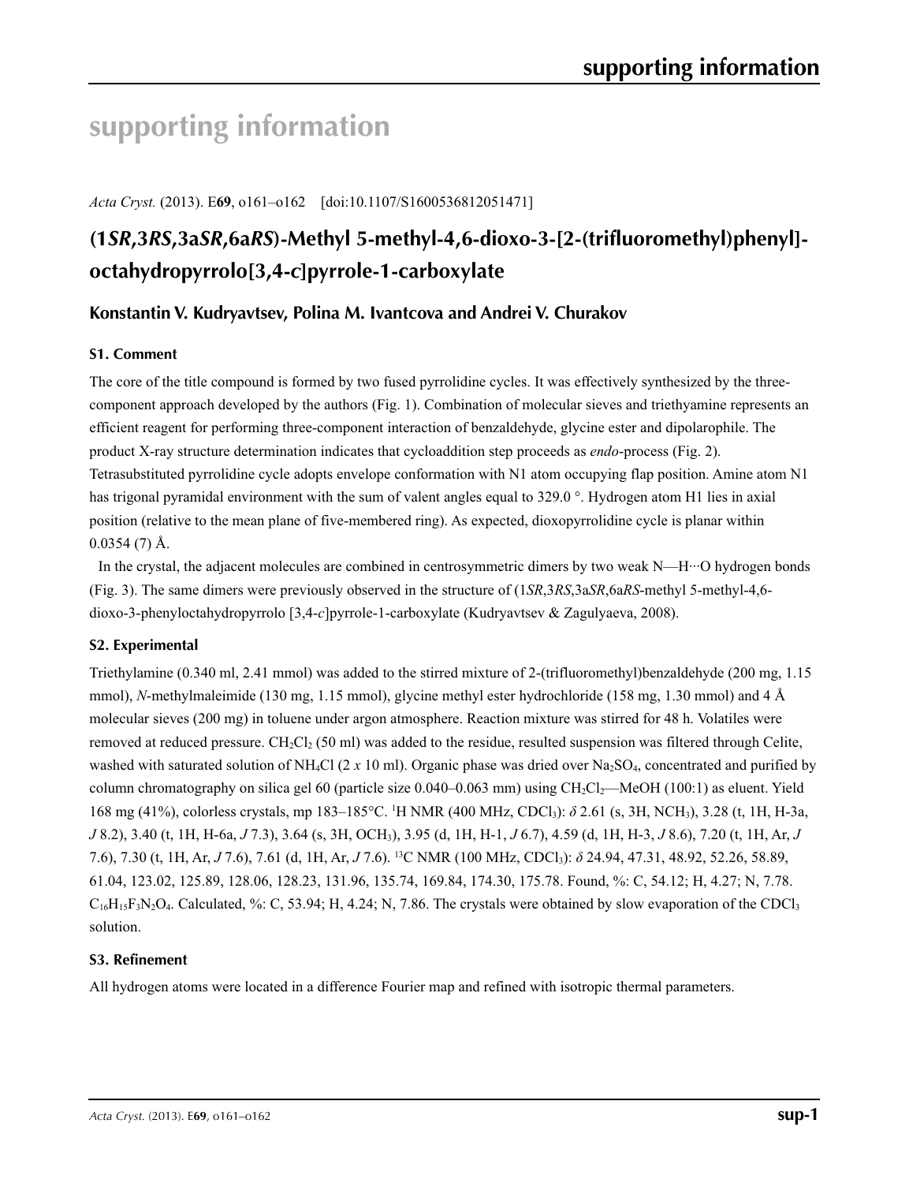# supporting information

*Acta Cryst.* (2013). E**69**, o161–o162 [doi:10.1107/S1600536812051471]

## (1*SR*,3*RS*,3a*SR*,6a*RS*)-Methyl 5-methyl-4,6-dioxo-3-[2-(trifluoromethyl)phenyl]-octahydropyrrolo[3,4-*c*]pyrrole-1-carboxylate

### Konstantin V. Kudryavtsev, Polina M. Ivantcova and Andrei V. Churakov

### S1. Comment

The core of the title compound is formed by two fused pyrrolidine cycles. It was effectively synthesized by the three-component approach developed by the authors (Fig. 1). Combination of molecular sieves and triethyamine represents an efficient reagent for performing three-component interaction of benzaldehyde, glycine ester and dipolarophile. The product X-ray structure determination indicates that cycloaddition step proceeds as *endo*-process (Fig. 2). Tetrasubstituted pyrrolidine cycle adopts envelope conformation with N1 atom occupying flap position. Amine atom N1 has trigonal pyramidal environment with the sum of valent angles equal to 329.0 °. Hydrogen atom H1 lies in axial position (relative to the mean plane of five-membered ring). As expected, dioxopyrrolidine cycle is planar within 0.0354 (7) Å.

In the crystal, the adjacent molecules are combined in centrosymmetric dimers by two weak N—H···O hydrogen bonds (Fig. 3). The same dimers were previously observed in the structure of (1*SR*,3*RS*,3a*SR*,6a*RS*-methyl 5-methyl-4,6-dioxo-3-phenyloctahydropyrrolo [3,4-*c*]pyrrole-1-carboxylate (Kudryavtsev & Zagulyaeva, 2008).

### S2. Experimental

Triethylamine (0.340 ml, 2.41 mmol) was added to the stirred mixture of 2-(trifluoromethyl)benzaldehyde (200 mg, 1.15 mmol), *N*-methylmaleimide (130 mg, 1.15 mmol), glycine methyl ester hydrochloride (158 mg, 1.30 mmol) and 4 Å molecular sieves (200 mg) in toluene under argon atmosphere. Reaction mixture was stirred for 48 h. Volatiles were removed at reduced pressure. $CH_2Cl_2$ (50 ml) was added to the residue, resulted suspension was filtered through Celite, washed with saturated solution of $NH_4Cl$ (2 *x* 10 ml). Organic phase was dried over $Na_2SO_4$, concentrated and purified by column chromatography on silica gel 60 (particle size 0.040–0.063 mm) using $CH_2Cl_2$—MeOH (100:1) as eluent. Yield 168 mg (41%), colorless crystals, mp 183–185°C. $^1$H NMR (400 MHz, $CDCl_3$): $\delta$ 2.61 (s, 3H, $NCH_3$), 3.28 (t, 1H, H-3a, *J* 8.2), 3.40 (t, 1H, H-6a, *J* 7.3), 3.64 (s, 3H, $OCH_3$), 3.95 (d, 1H, H-1, *J* 6.7), 4.59 (d, 1H, H-3, *J* 8.6), 7.20 (t, 1H, Ar, *J* 7.6), 7.30 (t, 1H, Ar, *J* 7.6), 7.61 (d, 1H, Ar, *J* 7.6). $^{13}$C NMR (100 MHz, $CDCl_3$): $\delta$ 24.94, 47.31, 48.92, 52.26, 58.89, 61.04, 123.02, 125.89, 128.06, 128.23, 131.96, 135.74, 169.84, 174.30, 175.78. Found, %: C, 54.12; H, 4.27; N, 7.78. $C_{16}H_{15}F_3N_2O_4$. Calculated, %: C, 53.94; H, 4.24; N, 7.86. The crystals were obtained by slow evaporation of the $CDCl_3$ solution.

### S3. Refinement

All hydrogen atoms were located in a difference Fourier map and refined with isotropic thermal parameters.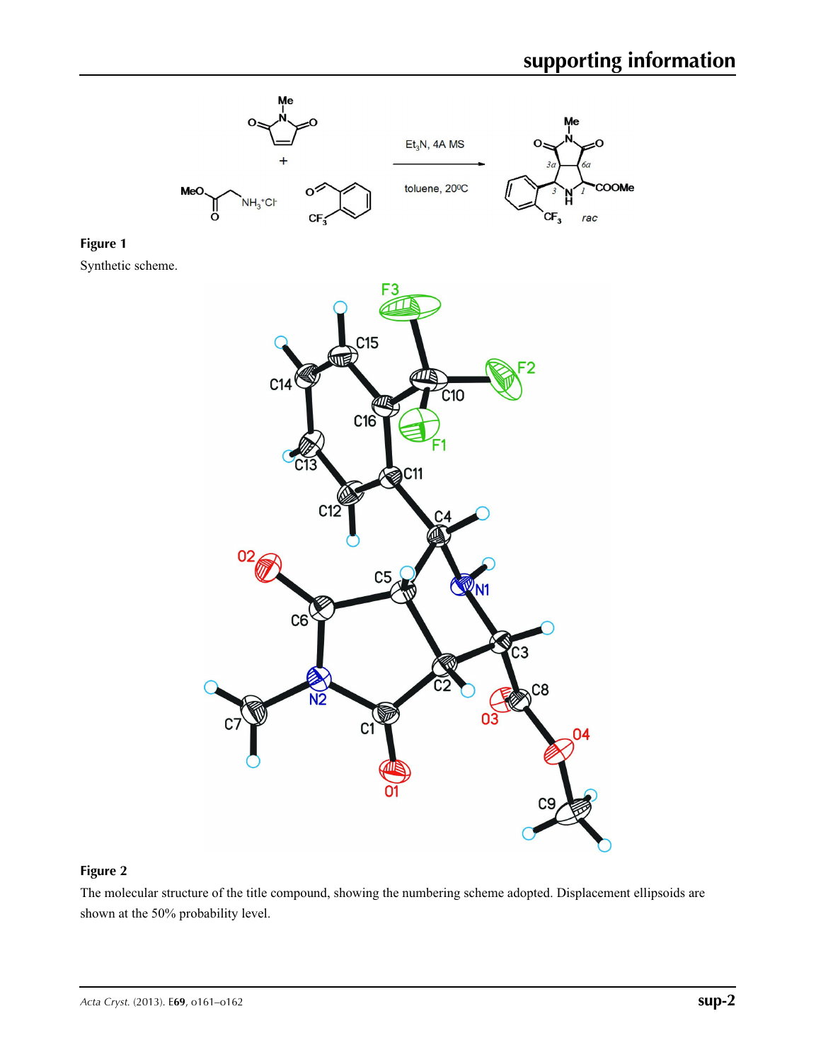**Figure 1**

Synthetic scheme.

**Figure 2**

The molecular structure of the title compound, showing the numbering scheme adopted. Displacement ellipsoids are shown at the 50% probability level.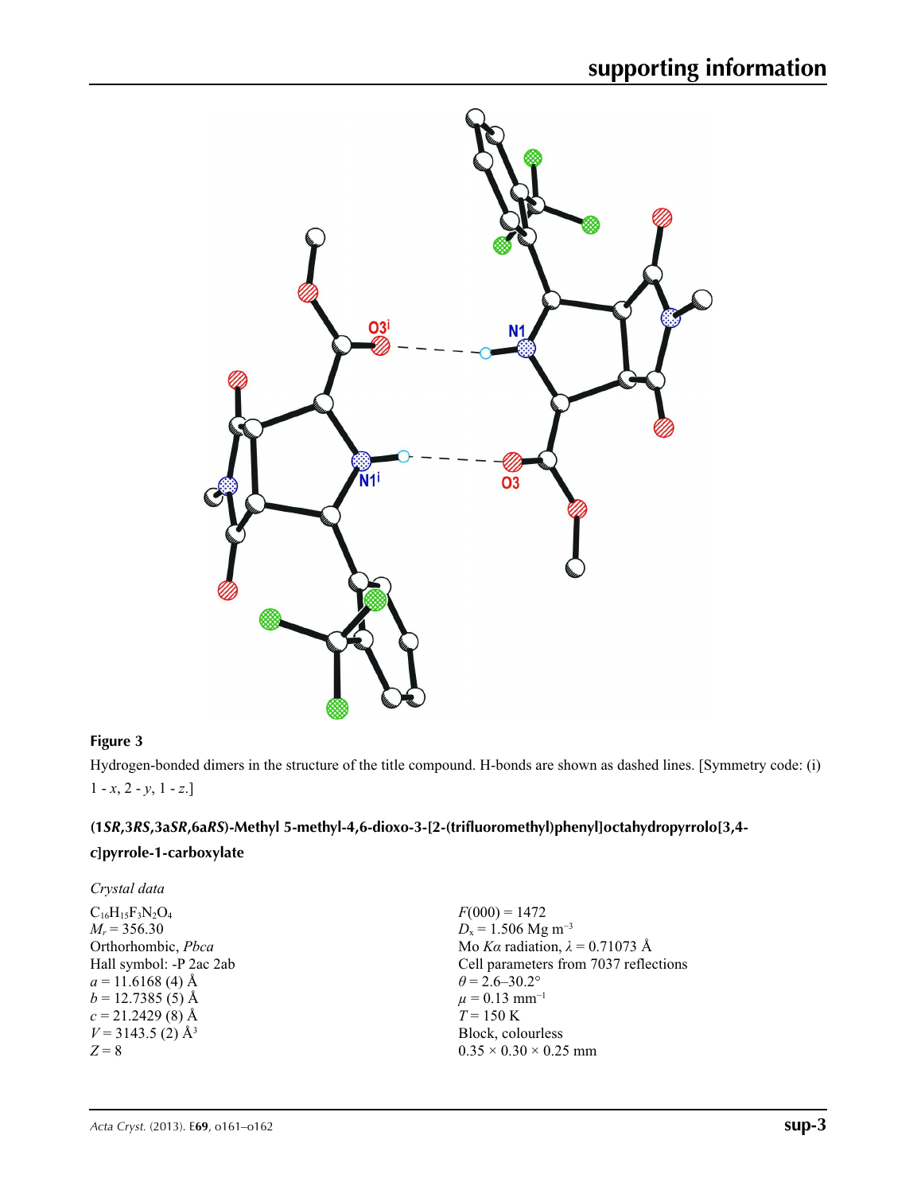**Figure 3**

Hydrogen-bonded dimers in the structure of the title compound. H-bonds are shown as dashed lines. [Symmetry code: (i) $1 - x$, $2 - y$, $1 - z$.]

## (1*SR*,3*RS*,3a*SR*,6a*RS*)-Methyl 5-methyl-4,6-dioxo-3-[2-(trifluoromethyl)phenyl]octahydropyrrolo[3,4-c]pyrrole-1-carboxylate

### *Crystal data*

$C_{16}H_{15}F_3N_2O_4$
$M_r = 356.30$
Orthorhombic, *Pbca*
Hall symbol: -P 2ac 2ab
$a = 11.6168$ (4) Å
$b = 12.7385$ (5) Å
$c = 21.2429$ (8) Å
$V = 3143.5$ (2) Å$^3$
$Z = 8$
$F(000) = 1472$
$D_x = 1.506$ Mg m$^{-3}$
Mo $K\alpha$ radiation, $\lambda = 0.71073$ Å
Cell parameters from 7037 reflections
$\theta = 2.6$–$30.2°$
$\mu = 0.13$ mm$^{-1}$
$T = 150$ K
Block, colourless
$0.35 \times 0.30 \times 0.25$ mm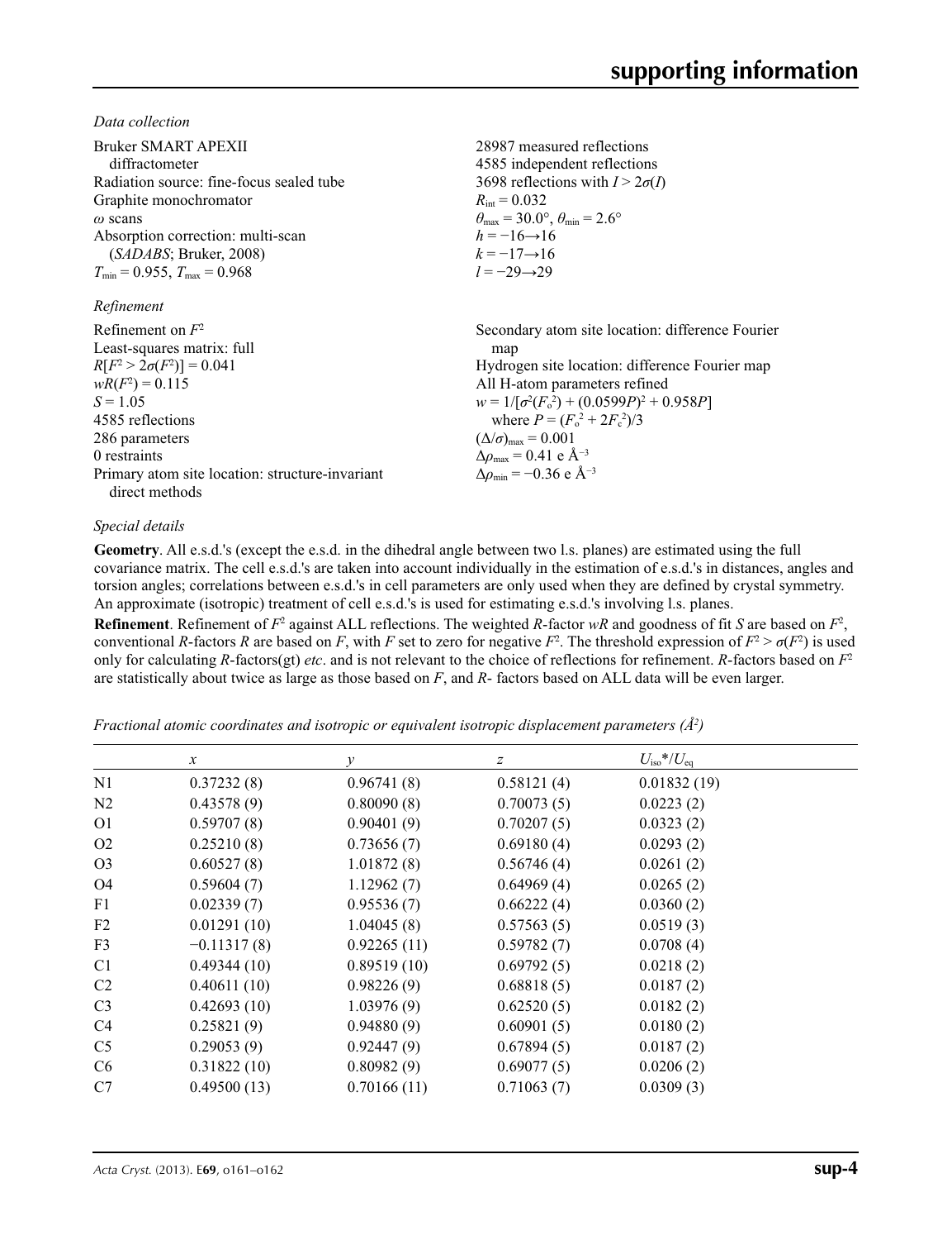*Data collection*

Bruker SMART APEXII diffractometer
Radiation source: fine-focus sealed tube
Graphite monochromator
$\omega$ scans
Absorption correction: multi-scan (*SADABS*; Bruker, 2008)
$T_{min} = 0.955$, $T_{max} = 0.968$

28987 measured reflections
4585 independent reflections
3698 reflections with $I > 2\sigma(I)$
$R_{int} = 0.032$
$\theta_{max} = 30.0°$, $\theta_{min} = 2.6°$
$h = -16 \rightarrow 16$
$k = -17 \rightarrow 16$
$l = -29 \rightarrow 29$

*Refinement*

Refinement on $F^2$
Least-squares matrix: full
$R[F^2 > 2\sigma(F^2)] = 0.041$
$wR(F^2) = 0.115$
$S = 1.05$
4585 reflections
286 parameters
0 restraints
Primary atom site location: structure-invariant direct methods

Secondary atom site location: difference Fourier map
Hydrogen site location: difference Fourier map
All H-atom parameters refined
$w = 1/[\sigma^2(F_o^2) + (0.0599P)^2 + 0.958P]$
where $P = (F_o^2 + 2F_c^2)/3$
$(\Delta/\sigma)_{max} = 0.001$
$\Delta\rho_{max} = 0.41$ e Å$^{-3}$
$\Delta\rho_{min} = -0.36$ e Å$^{-3}$

*Special details*

**Geometry**. All e.s.d.'s (except the e.s.d. in the dihedral angle between two l.s. planes) are estimated using the full covariance matrix. The cell e.s.d.'s are taken into account individually in the estimation of e.s.d.'s in distances, angles and torsion angles; correlations between e.s.d.'s in cell parameters are only used when they are defined by crystal symmetry. An approximate (isotropic) treatment of cell e.s.d.'s is used for estimating e.s.d.'s involving l.s. planes.

**Refinement**. Refinement of $F^2$ against ALL reflections. The weighted *R*-factor *wR* and goodness of fit *S* are based on $F^2$, conventional *R*-factors *R* are based on *F*, with *F* set to zero for negative $F^2$. The threshold expression of $F^2 > \sigma(F^2)$ is used only for calculating *R*-factors(gt) *etc*. and is not relevant to the choice of reflections for refinement. *R*-factors based on $F^2$ are statistically about twice as large as those based on *F*, and *R*- factors based on ALL data will be even larger.

*Fractional atomic coordinates and isotropic or equivalent isotropic displacement parameters (Å$^2$)*

| | *x* | *y* | *z* | $U_{iso}$*/$U_{eq}$ |
|---|---|---|---|---|
| N1 | 0.37232 (8) | 0.96741 (8) | 0.58121 (4) | 0.01832 (19) |
| N2 | 0.43578 (9) | 0.80090 (8) | 0.70073 (5) | 0.0223 (2) |
| O1 | 0.59707 (8) | 0.90401 (9) | 0.70207 (5) | 0.0323 (2) |
| O2 | 0.25210 (8) | 0.73656 (7) | 0.69180 (4) | 0.0293 (2) |
| O3 | 0.60527 (8) | 1.01872 (8) | 0.56746 (4) | 0.0261 (2) |
| O4 | 0.59604 (7) | 1.12962 (7) | 0.64969 (4) | 0.0265 (2) |
| F1 | 0.02339 (7) | 0.95536 (7) | 0.66222 (4) | 0.0360 (2) |
| F2 | 0.01291 (10) | 1.04045 (8) | 0.57563 (5) | 0.0519 (3) |
| F3 | −0.11317 (8) | 0.92265 (11) | 0.59782 (7) | 0.0708 (4) |
| C1 | 0.49344 (10) | 0.89519 (10) | 0.69792 (5) | 0.0218 (2) |
| C2 | 0.40611 (10) | 0.98226 (9) | 0.68818 (5) | 0.0187 (2) |
| C3 | 0.42693 (10) | 1.03976 (9) | 0.62520 (5) | 0.0182 (2) |
| C4 | 0.25821 (9) | 0.94880 (9) | 0.60901 (5) | 0.0180 (2) |
| C5 | 0.29053 (9) | 0.92447 (9) | 0.67894 (5) | 0.0187 (2) |
| C6 | 0.31822 (10) | 0.80982 (9) | 0.69077 (5) | 0.0206 (2) |
| C7 | 0.49500 (13) | 0.70166 (11) | 0.71063 (7) | 0.0309 (3) |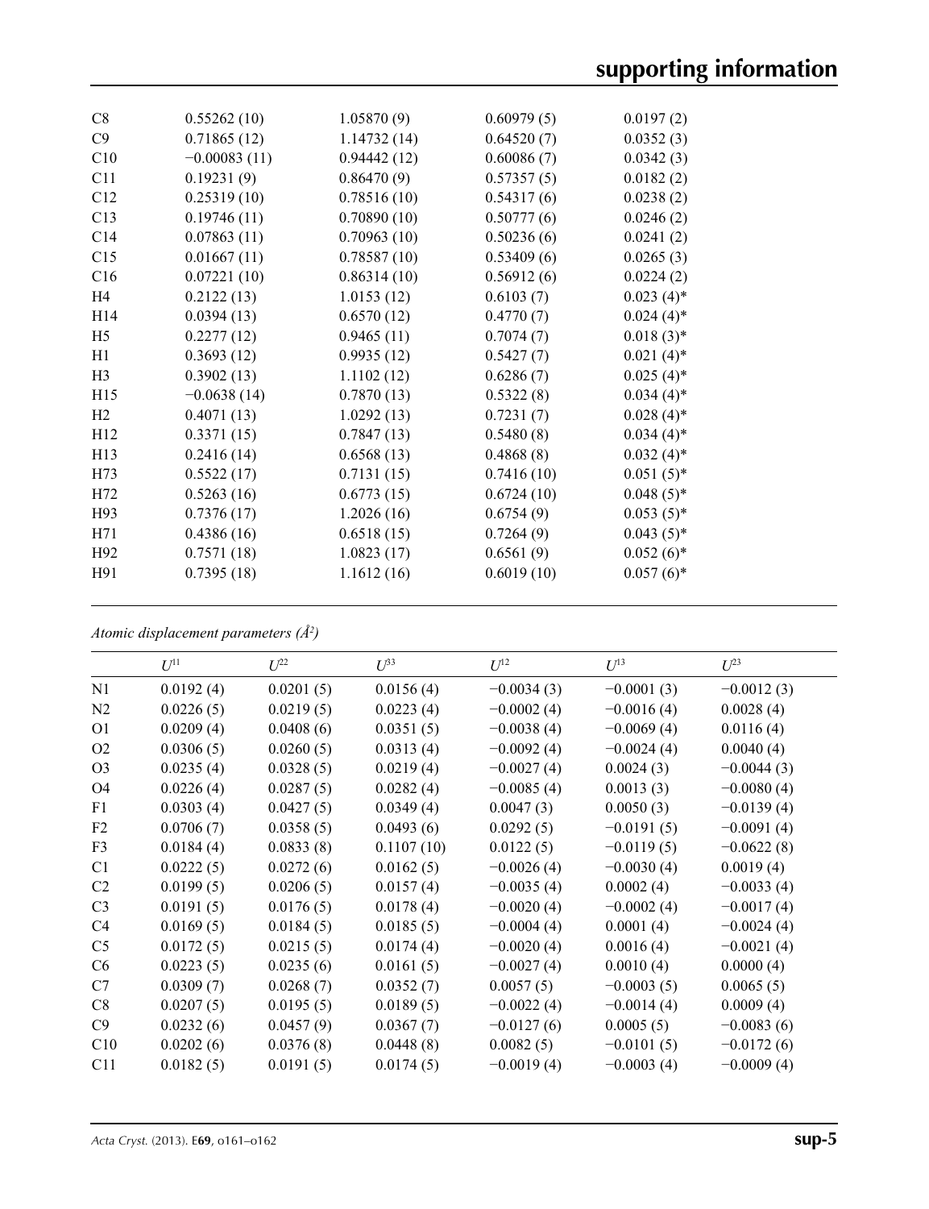| | | | | |
|---|---|---|---|---|
| C8 | 0.55262 (10) | 1.05870 (9) | 0.60979 (5) | 0.0197 (2) |
| C9 | 0.71865 (12) | 1.14732 (14) | 0.64520 (7) | 0.0352 (3) |
| C10 | −0.00083 (11) | 0.94442 (12) | 0.60086 (7) | 0.0342 (3) |
| C11 | 0.19231 (9) | 0.86470 (9) | 0.57357 (5) | 0.0182 (2) |
| C12 | 0.25319 (10) | 0.78516 (10) | 0.54317 (6) | 0.0238 (2) |
| C13 | 0.19746 (11) | 0.70890 (10) | 0.50777 (6) | 0.0246 (2) |
| C14 | 0.07863 (11) | 0.70963 (10) | 0.50236 (6) | 0.0241 (2) |
| C15 | 0.01667 (11) | 0.78587 (10) | 0.53409 (6) | 0.0265 (3) |
| C16 | 0.07221 (10) | 0.86314 (10) | 0.56912 (6) | 0.0224 (2) |
| H4 | 0.2122 (13) | 1.0153 (12) | 0.6103 (7) | 0.023 (4)* |
| H14 | 0.0394 (13) | 0.6570 (12) | 0.4770 (7) | 0.024 (4)* |
| H5 | 0.2277 (12) | 0.9465 (11) | 0.7074 (7) | 0.018 (3)* |
| H1 | 0.3693 (12) | 0.9935 (12) | 0.5427 (7) | 0.021 (4)* |
| H3 | 0.3902 (13) | 1.1102 (12) | 0.6286 (7) | 0.025 (4)* |
| H15 | −0.0638 (14) | 0.7870 (13) | 0.5322 (8) | 0.034 (4)* |
| H2 | 0.4071 (13) | 1.0292 (13) | 0.7231 (7) | 0.028 (4)* |
| H12 | 0.3371 (15) | 0.7847 (13) | 0.5480 (8) | 0.034 (4)* |
| H13 | 0.2416 (14) | 0.6568 (13) | 0.4868 (8) | 0.032 (4)* |
| H73 | 0.5522 (17) | 0.7131 (15) | 0.7416 (10) | 0.051 (5)* |
| H72 | 0.5263 (16) | 0.6773 (15) | 0.6724 (10) | 0.048 (5)* |
| H93 | 0.7376 (17) | 1.2026 (16) | 0.6754 (9) | 0.053 (5)* |
| H71 | 0.4386 (16) | 0.6518 (15) | 0.7264 (9) | 0.043 (5)* |
| H92 | 0.7571 (18) | 1.0823 (17) | 0.6561 (9) | 0.052 (6)* |
| H91 | 0.7395 (18) | 1.1612 (16) | 0.6019 (10) | 0.057 (6)* |

*Atomic displacement parameters (Å²)*

| | $U^{11}$ | $U^{22}$ | $U^{33}$ | $U^{12}$ | $U^{13}$ | $U^{23}$ |
|---|---|---|---|---|---|---|
| N1 | 0.0192 (4) | 0.0201 (5) | 0.0156 (4) | −0.0034 (3) | −0.0001 (3) | −0.0012 (3) |
| N2 | 0.0226 (5) | 0.0219 (5) | 0.0223 (4) | −0.0002 (4) | −0.0016 (4) | 0.0028 (4) |
| O1 | 0.0209 (4) | 0.0408 (6) | 0.0351 (5) | −0.0038 (4) | −0.0069 (4) | 0.0116 (4) |
| O2 | 0.0306 (5) | 0.0260 (5) | 0.0313 (4) | −0.0092 (4) | −0.0024 (4) | 0.0040 (4) |
| O3 | 0.0235 (4) | 0.0328 (5) | 0.0219 (4) | −0.0027 (4) | 0.0024 (3) | −0.0044 (3) |
| O4 | 0.0226 (4) | 0.0287 (5) | 0.0282 (4) | −0.0085 (4) | 0.0013 (3) | −0.0080 (4) |
| F1 | 0.0303 (4) | 0.0427 (5) | 0.0349 (4) | 0.0047 (3) | 0.0050 (3) | −0.0139 (4) |
| F2 | 0.0706 (7) | 0.0358 (5) | 0.0493 (6) | 0.0292 (5) | −0.0191 (5) | −0.0091 (4) |
| F3 | 0.0184 (4) | 0.0833 (8) | 0.1107 (10) | 0.0122 (5) | −0.0119 (5) | −0.0622 (8) |
| C1 | 0.0222 (5) | 0.0272 (6) | 0.0162 (5) | −0.0026 (4) | −0.0030 (4) | 0.0019 (4) |
| C2 | 0.0199 (5) | 0.0206 (5) | 0.0157 (4) | −0.0035 (4) | 0.0002 (4) | −0.0033 (4) |
| C3 | 0.0191 (5) | 0.0176 (5) | 0.0178 (4) | −0.0020 (4) | −0.0002 (4) | −0.0017 (4) |
| C4 | 0.0169 (5) | 0.0184 (5) | 0.0185 (5) | −0.0004 (4) | 0.0001 (4) | −0.0024 (4) |
| C5 | 0.0172 (5) | 0.0215 (5) | 0.0174 (4) | −0.0020 (4) | 0.0016 (4) | −0.0021 (4) |
| C6 | 0.0223 (5) | 0.0235 (6) | 0.0161 (5) | −0.0027 (4) | 0.0010 (4) | 0.0000 (4) |
| C7 | 0.0309 (7) | 0.0268 (7) | 0.0352 (7) | 0.0057 (5) | −0.0003 (5) | 0.0065 (5) |
| C8 | 0.0207 (5) | 0.0195 (5) | 0.0189 (5) | −0.0022 (4) | −0.0014 (4) | 0.0009 (4) |
| C9 | 0.0232 (6) | 0.0457 (9) | 0.0367 (7) | −0.0127 (6) | 0.0005 (5) | −0.0083 (6) |
| C10 | 0.0202 (6) | 0.0376 (8) | 0.0448 (8) | 0.0082 (5) | −0.0101 (5) | −0.0172 (6) |
| C11 | 0.0182 (5) | 0.0191 (5) | 0.0174 (5) | −0.0019 (4) | −0.0003 (4) | −0.0009 (4) |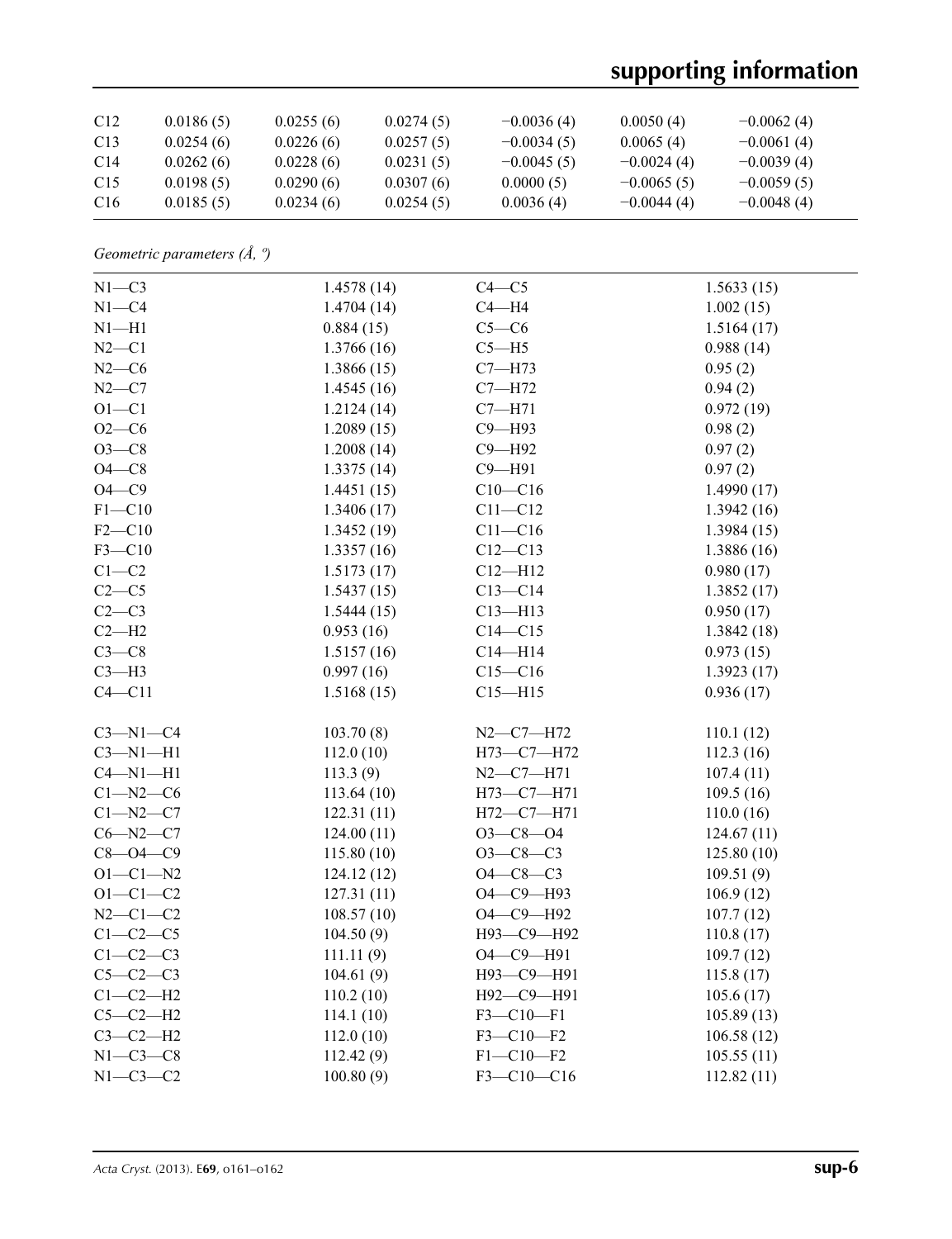| | | | | | | |
|---|---|---|---|---|---|---|
| C12 | 0.0186 (5) | 0.0255 (6) | 0.0274 (5) | −0.0036 (4) | 0.0050 (4) | −0.0062 (4) |
| C13 | 0.0254 (6) | 0.0226 (6) | 0.0257 (5) | −0.0034 (5) | 0.0065 (4) | −0.0061 (4) |
| C14 | 0.0262 (6) | 0.0228 (6) | 0.0231 (5) | −0.0045 (5) | −0.0024 (4) | −0.0039 (4) |
| C15 | 0.0198 (5) | 0.0290 (6) | 0.0307 (6) | 0.0000 (5) | −0.0065 (5) | −0.0059 (5) |
| C16 | 0.0185 (5) | 0.0234 (6) | 0.0254 (5) | 0.0036 (4) | −0.0044 (4) | −0.0048 (4) |

*Geometric parameters (Å, º)*

| | | | |
|---|---|---|---|
| N1—C3 | 1.4578 (14) | C4—C5 | 1.5633 (15) |
| N1—C4 | 1.4704 (14) | C4—H4 | 1.002 (15) |
| N1—H1 | 0.884 (15) | C5—C6 | 1.5164 (17) |
| N2—C1 | 1.3766 (16) | C5—H5 | 0.988 (14) |
| N2—C6 | 1.3866 (15) | C7—H73 | 0.95 (2) |
| N2—C7 | 1.4545 (16) | C7—H72 | 0.94 (2) |
| O1—C1 | 1.2124 (14) | C7—H71 | 0.972 (19) |
| O2—C6 | 1.2089 (15) | C9—H93 | 0.98 (2) |
| O3—C8 | 1.2008 (14) | C9—H92 | 0.97 (2) |
| O4—C8 | 1.3375 (14) | C9—H91 | 0.97 (2) |
| O4—C9 | 1.4451 (15) | C10—C16 | 1.4990 (17) |
| F1—C10 | 1.3406 (17) | C11—C12 | 1.3942 (16) |
| F2—C10 | 1.3452 (19) | C11—C16 | 1.3984 (15) |
| F3—C10 | 1.3357 (16) | C12—C13 | 1.3886 (16) |
| C1—C2 | 1.5173 (17) | C12—H12 | 0.980 (17) |
| C2—C5 | 1.5437 (15) | C13—C14 | 1.3852 (17) |
| C2—C3 | 1.5444 (15) | C13—H13 | 0.950 (17) |
| C2—H2 | 0.953 (16) | C14—C15 | 1.3842 (18) |
| C3—C8 | 1.5157 (16) | C14—H14 | 0.973 (15) |
| C3—H3 | 0.997 (16) | C15—C16 | 1.3923 (17) |
| C4—C11 | 1.5168 (15) | C15—H15 | 0.936 (17) |
| | | | |
| C3—N1—C4 | 103.70 (8) | N2—C7—H72 | 110.1 (12) |
| C3—N1—H1 | 112.0 (10) | H73—C7—H72 | 112.3 (16) |
| C4—N1—H1 | 113.3 (9) | N2—C7—H71 | 107.4 (11) |
| C1—N2—C6 | 113.64 (10) | H73—C7—H71 | 109.5 (16) |
| C1—N2—C7 | 122.31 (11) | H72—C7—H71 | 110.0 (16) |
| C6—N2—C7 | 124.00 (11) | O3—C8—O4 | 124.67 (11) |
| C8—O4—C9 | 115.80 (10) | O3—C8—C3 | 125.80 (10) |
| O1—C1—N2 | 124.12 (12) | O4—C8—C3 | 109.51 (9) |
| O1—C1—C2 | 127.31 (11) | O4—C9—H93 | 106.9 (12) |
| N2—C1—C2 | 108.57 (10) | O4—C9—H92 | 107.7 (12) |
| C1—C2—C5 | 104.50 (9) | H93—C9—H92 | 110.8 (17) |
| C1—C2—C3 | 111.11 (9) | O4—C9—H91 | 109.7 (12) |
| C5—C2—C3 | 104.61 (9) | H93—C9—H91 | 115.8 (17) |
| C1—C2—H2 | 110.2 (10) | H92—C9—H91 | 105.6 (17) |
| C5—C2—H2 | 114.1 (10) | F3—C10—F1 | 105.89 (13) |
| C3—C2—H2 | 112.0 (10) | F3—C10—F2 | 106.58 (12) |
| N1—C3—C8 | 112.42 (9) | F1—C10—F2 | 105.55 (11) |
| N1—C3—C2 | 100.80 (9) | F3—C10—C16 | 112.82 (11) |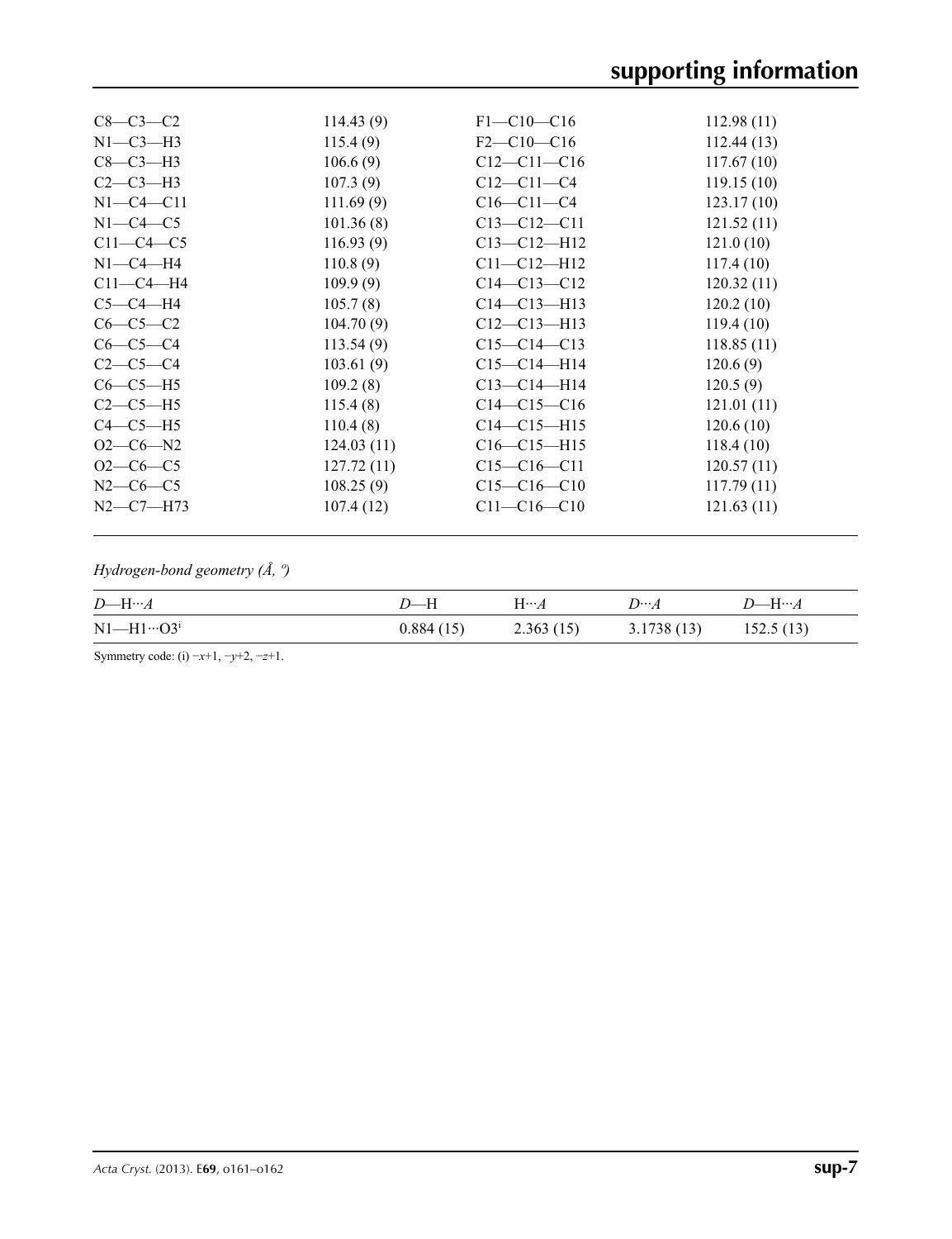| | | | |
|---|---|---|---|
| C8—C3—C2 | 114.43 (9) | F1—C10—C16 | 112.98 (11) |
| N1—C3—H3 | 115.4 (9) | F2—C10—C16 | 112.44 (13) |
| C8—C3—H3 | 106.6 (9) | C12—C11—C16 | 117.67 (10) |
| C2—C3—H3 | 107.3 (9) | C12—C11—C4 | 119.15 (10) |
| N1—C4—C11 | 111.69 (9) | C16—C11—C4 | 123.17 (10) |
| N1—C4—C5 | 101.36 (8) | C13—C12—C11 | 121.52 (11) |
| C11—C4—C5 | 116.93 (9) | C13—C12—H12 | 121.0 (10) |
| N1—C4—H4 | 110.8 (9) | C11—C12—H12 | 117.4 (10) |
| C11—C4—H4 | 109.9 (9) | C14—C13—C12 | 120.32 (11) |
| C5—C4—H4 | 105.7 (8) | C14—C13—H13 | 120.2 (10) |
| C6—C5—C2 | 104.70 (9) | C12—C13—H13 | 119.4 (10) |
| C6—C5—C4 | 113.54 (9) | C15—C14—C13 | 118.85 (11) |
| C2—C5—C4 | 103.61 (9) | C15—C14—H14 | 120.6 (9) |
| C6—C5—H5 | 109.2 (8) | C13—C14—H14 | 120.5 (9) |
| C2—C5—H5 | 115.4 (8) | C14—C15—C16 | 121.01 (11) |
| C4—C5—H5 | 110.4 (8) | C14—C15—H15 | 120.6 (10) |
| O2—C6—N2 | 124.03 (11) | C16—C15—H15 | 118.4 (10) |
| O2—C6—C5 | 127.72 (11) | C15—C16—C11 | 120.57 (11) |
| N2—C6—C5 | 108.25 (9) | C15—C16—C10 | 117.79 (11) |
| N2—C7—H73 | 107.4 (12) | C11—C16—C10 | 121.63 (11) |

*Hydrogen-bond geometry (Å, º)*

| *D*—H···*A* | *D*—H | H···*A* | *D*···*A* | *D*—H···*A* |
|---|---|---|---|---|
| N1—H1···O3[i] | 0.884 (15) | 2.363 (15) | 3.1738 (13) | 152.5 (13) |

Symmetry code: (i) −*x*+1, −*y*+2, −*z*+1.